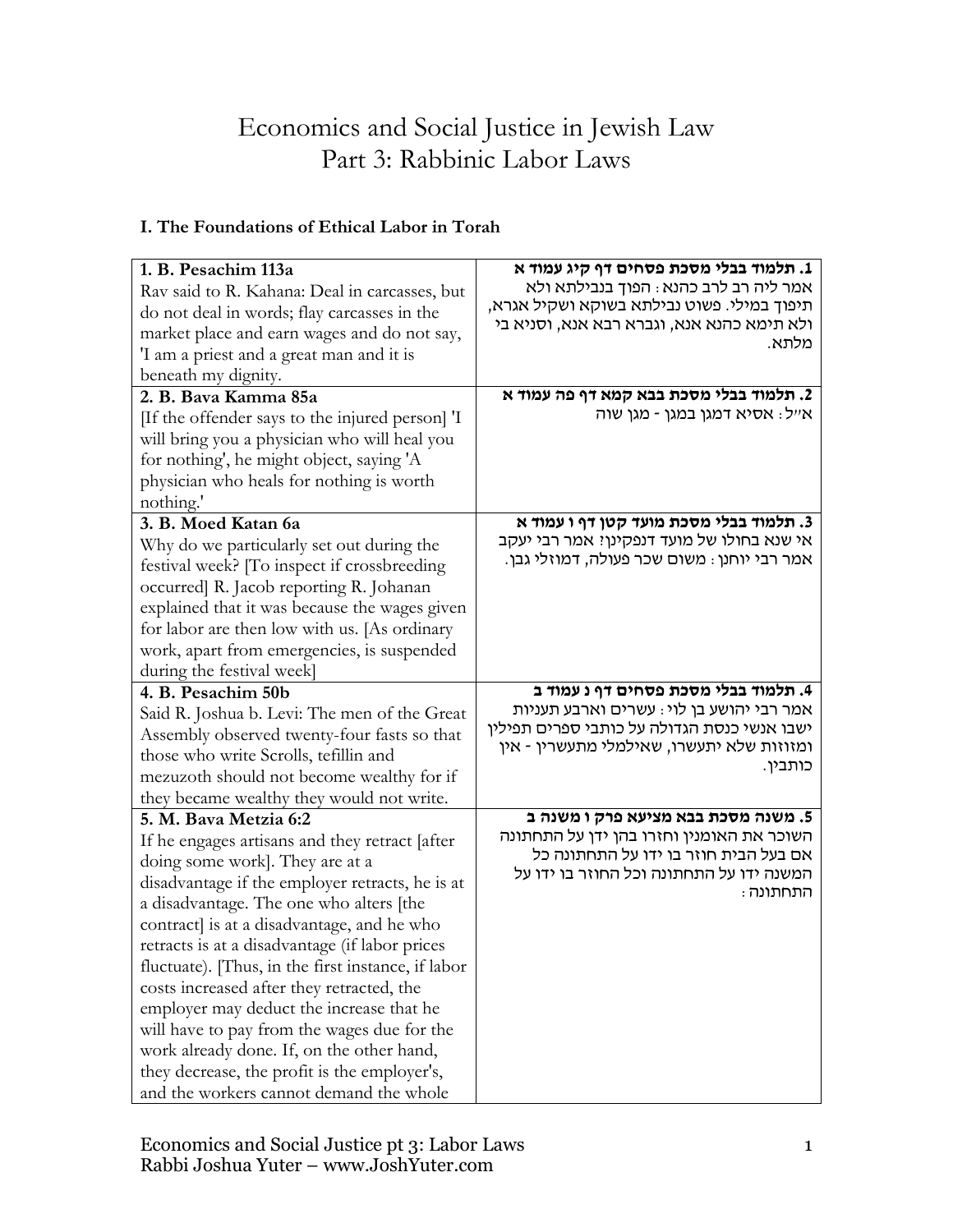# Economics and Social Justice in Jewish Law
# Part 3: Rabbinic Labor Laws

### I. The Foundations of Ethical Labor in Torah

| | |
|---|---|
| **1. B. Pesachim 113a**<br>Rav said to R. Kahana: Deal in carcasses, but do not deal in words; flay carcasses in the market place and earn wages and do not say, 'I am a priest and a great man and it is beneath my dignity. | **1. תלמוד בבלי מסכת פסחים דף קיג עמוד א**<br>אמר ליה רב לרב כהנא: הפוך בנבילתא ולא תיפוך במילי. פשוט נבילתא בשוקא ושקיל אגרא, ולא תימא כהנא אנא, וגברא רבא אנא, וסניא בי מלתא. |
| **2. B. Bava Kamma 85a**<br>[If the offender says to the injured person] 'I will bring you a physician who will heal you for nothing', he might object, saying 'A physician who heals for nothing is worth nothing.' | **2. תלמוד בבלי מסכת בבא קמא דף פה עמוד א**<br>א"ל: אסיא דמגן במגן - מגן שוה |
| **3. B. Moed Katan 6a**<br>Why do we particularly set out during the festival week? [To inspect if crossbreeding occurred] R. Jacob reporting R. Johanan explained that it was because the wages given for labor are then low with us. [As ordinary work, apart from emergencies, is suspended during the festival week] | **3. תלמוד בבלי מסכת מועד קטן דף ו עמוד א**<br>אי שנא בחולו של מועד דנפקינן? אמר רבי יעקב אמר רבי יוחנן: משום שכר פעולה, דמוזלי גבן. |
| **4. B. Pesachim 50b**<br>Said R. Joshua b. Levi: The men of the Great Assembly observed twenty-four fasts so that those who write Scrolls, tefillin and mezuzoth should not become wealthy for if they became wealthy they would not write. | **4. תלמוד בבלי מסכת פסחים דף נ עמוד ב**<br>אמר רבי יהושע בן לוי: עשרים וארבע תעניות ישבו אנשי כנסת הגדולה על כותבי ספרים תפילין ומזוזות שלא יתעשרו, שאילמלי מתעשרין - אין כותבין. |
| **5. M. Bava Metzia 6:2**<br>If he engages artisans and they retract [after doing some work]. They are at a disadvantage if the employer retracts, he is at a disadvantage. The one who alters [the contract] is at a disadvantage, and he who retracts is at a disadvantage (if labor prices fluctuate). [Thus, in the first instance, if labor costs increased after they retracted, the employer may deduct the increase that he will have to pay from the wages due for the work already done. If, on the other hand, they decrease, the profit is the employer's, and the workers cannot demand the whole | **5. משנה מסכת בבא מציעא פרק ו משנה ב**<br>השוכר את האומנין וחזרו בהן ידן על התחתונה אם בעל הבית חוזר בו ידו על התחתונה כל המשנה ידו על התחתונה וכל החוזר בו ידו על התחתונה: |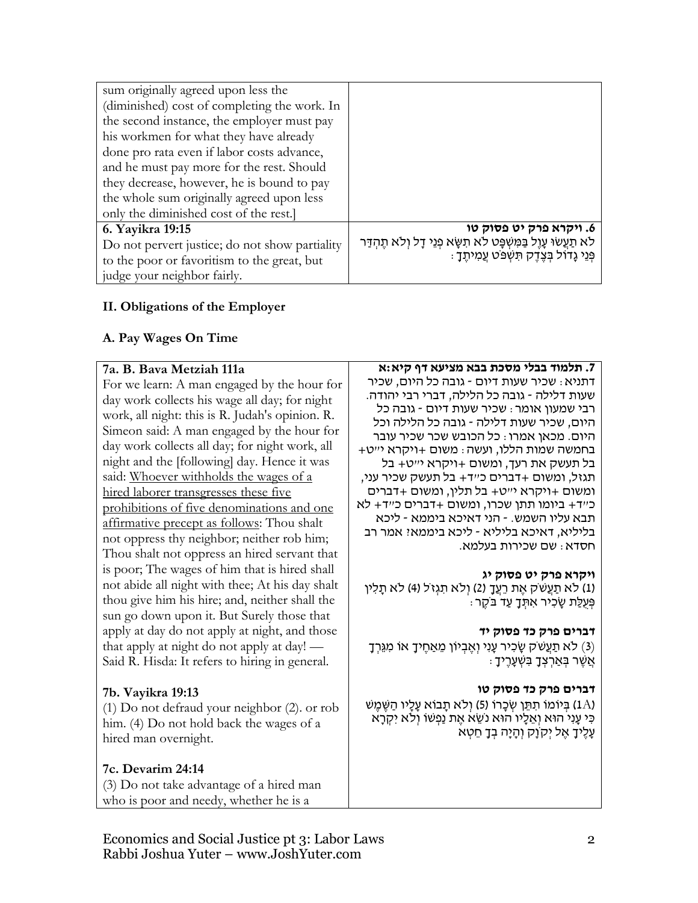| | |
|---|---|
| sum originally agreed upon less the (diminished) cost of completing the work. In the second instance, the employer must pay his workmen for what they have already done pro rata even if labor costs advance, and he must pay more for the rest. Should they decrease, however, he is bound to pay the whole sum originally agreed upon less only the diminished cost of the rest.] | |
| **6. Vayikra 19:15**<br>Do not pervert justice; do not show partiality to the poor or favoritism to the great, but judge your neighbor fairly. | **6. ויקרא פרק יט פסוק טו**<br>לֹא תַעֲשׂוּ עָוֶל בַּמִּשְׁפָּט לֹא תִשָּׂא פְנֵי דָל וְלֹא תֶהְדַּר פְּנֵי גָדוֹל בְּצֶדֶק תִּשְׁפֹּט עֲמִיתֶךָ: |

## II. Obligations of the Employer

### A. Pay Wages On Time

| | |
|---|---|
| **7a. B. Bava Metziah 111a**<br>For we learn: A man engaged by the hour for day work collects his wage all day; for night work, all night: this is R. Judah's opinion. R. Simeon said: A man engaged by the hour for day work collects all day; for night work, all night and the [following] day. Hence it was said: <u>Whoever withholds the wages of a hired laborer transgresses these five prohibitions of five denominations and one affirmative precept as follows</u>: Thou shalt not oppress thy neighbor; neither rob him; Thou shalt not oppress an hired servant that is poor; The wages of him that is hired shall not abide all night with thee; At his day shalt thou give him his hire; and, neither shall the sun go down upon it. But Surely those that apply at day do not apply at night, and those that apply at night do not apply at day! — Said R. Hisda: It refers to hiring in general.<br><br>**7b. Vayikra 19:13**<br>(1) Do not defraud your neighbor (2). or rob him. (4) Do not hold back the wages of a hired man overnight.<br><br>**7c. Devarim 24:14**<br>(3) Do not take advantage of a hired man who is poor and needy, whether he is a | **7. תלמוד בבלי מסכת בבא מציעא דף קיא:א**<br>דתניא: שכיר שעות דיום - גובה כל היום, שכיר שעות דלילה - גובה כל הלילה, דברי רבי יהודה. רבי שמעון אומר: שכיר שעות דיום - גובה כל היום, שכיר שעות דלילה - גובה כל הלילה וכל היום. מכאן אמרו: כל הכובש שכר שכיר עובר בחמשה שמות הללו, ועשה: משום +ויקרא י"ט+ בל תעשק את רעך, ומשום +ויקרא י"ט+ בל תגזל, ומשום +דברים כ"ד+ בל תעשק שכיר עני, ומשום +ויקרא י"ט+ בל תלין, ומשום +דברים כ"ד+ ביומו תתן שכרו, ומשום +דברים כ"ד+ לא תבא עליו השמש. - הני דאיכא ביממא - ליכא בליליא, דאיכא בליליא - ליכא ביממא! אמר רב חסדא: שם שכירות בעלמא.<br><br>**ויקרא פרק יט פסוק יג**<br>(1) לֹא תַעֲשֹׁק אֶת רֵעֲךָ (2) וְלֹא תִגְזֹל (4) לֹא תָלִין פְּעֻלַּת שָׂכִיר אִתְּךָ עַד בֹּקֶר:<br><br>**דברים פרק כד פסוק יד**<br>(3) לֹא תַעֲשֹׁק שָׂכִיר עָנִי וְאֶבְיוֹן מֵאַחֶיךָ אוֹ מִגֵּרְךָ אֲשֶׁר בְּאַרְצְךָ בִּשְׁעָרֶיךָ:<br><br>**דברים פרק כד פסוק טו**<br>(1A) בְּיוֹמוֹ תִתֵּן שְׂכָרוֹ (5) וְלֹא תָבוֹא עָלָיו הַשֶּׁמֶשׁ כִּי עָנִי הוּא וְאֵלָיו הוּא נֹשֵׂא אֶת נַפְשׁוֹ וְלֹא יִקְרָא עָלֶיךָ אֶל יְקֹוָק וְהָיָה בְךָ חֵטְא |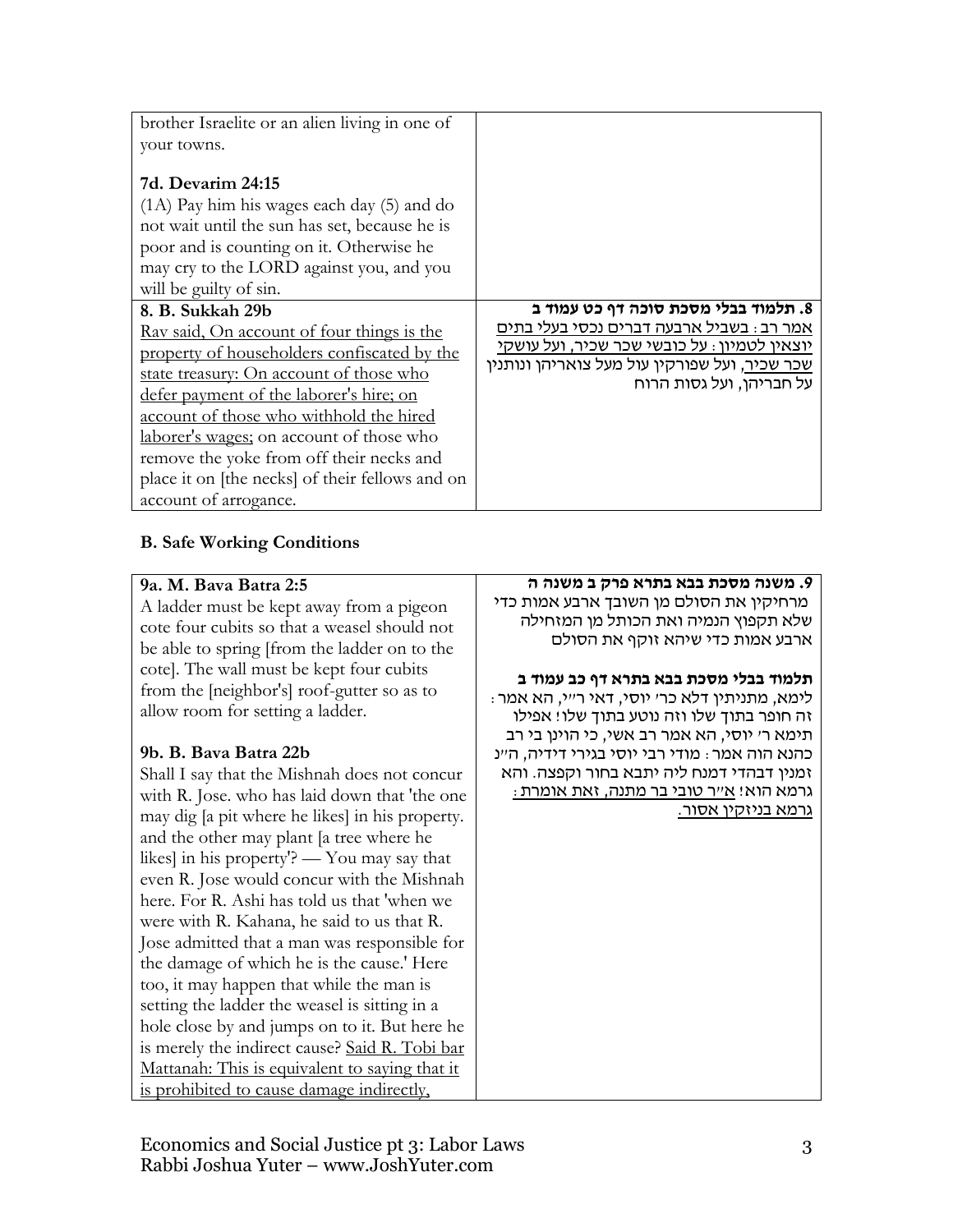| | |
|---|---|
| brother Israelite or an alien living in one of your towns.<br><br>**7d. Devarim 24:15**<br>(1A) Pay him his wages each day (5) and do not wait until the sun has set, because he is poor and is counting on it. Otherwise he may cry to the LORD against you, and you will be guilty of sin. | |
| **8. B. Sukkah 29b**<br><u>Rav said, On account of four things is the property of householders confiscated by the state treasury: On account of those who defer payment of the laborer's hire; on account of those who withhold the hired laborer's wages;</u> on account of those who remove the yoke from off their necks and place it on [the necks] of their fellows and on account of arrogance. | **8. תלמוד בבלי מסכת סוכה דף כט עמוד ב**<br><u>אמר רב: בשביל ארבעה דברים נכסי בעלי בתים יוצאין לטמיון: על כובשי שכר שכיר, ועל עושקי שכר שכיר</u>, ועל שפורקין עול מעל צואריהן ונותנין על חבריהן, ועל גסות הרוח |

## B. Safe Working Conditions

| | |
|---|---|
| **9a. M. Bava Batra 2:5**<br>A ladder must be kept away from a pigeon cote four cubits so that a weasel should not be able to spring [from the ladder on to the cote]. The wall must be kept four cubits from the [neighbor's] roof-gutter so as to allow room for setting a ladder.<br><br>**9b. B. Bava Batra 22b**<br>Shall I say that the Mishnah does not concur with R. Jose. who has laid down that 'the one may dig [a pit where he likes] in his property. and the other may plant [a tree where he likes] in his property'? — You may say that even R. Jose would concur with the Mishnah here. For R. Ashi has told us that 'when we were with R. Kahana, he said to us that R. Jose admitted that a man was responsible for the damage of which he is the cause.' Here too, it may happen that while the man is setting the ladder the weasel is sitting in a hole close by and jumps on to it. But here he is merely the indirect cause? <u>Said R. Tobi bar Mattanah: This is equivalent to saying that it is prohibited to cause damage indirectly,</u> | **9. משנה מסכת בבא בתרא פרק ב משנה ה**<br>מרחיקין את הסולם מן השובך ארבע אמות כדי שלא תקפוץ הנמיה ואת הכותל מן המזחילה ארבע אמות כדי שיהא זוקף את הסולם<br><br>**תלמוד בבלי מסכת בבא בתרא דף כב עמוד ב**<br>לימא, מתניתין דלא כר' יוסי, דאי ר"י, הא אמר: זה חופר בתוך שלו וזה נוטע בתוך שלו! אפילו תימא ר' יוסי, הא אמר רב אשי, כי הוינן בי רב כהנא הוה אמר: מודי רבי יוסי בגירי דידיה, ה"נ זמנין דבהדי דמנח ליה יתבא בחור וקפצה. והא גרמא הוא! <u>א"ר טובי בר מתנה, זאת אומרת: גרמא בניזקין אסור.</u> |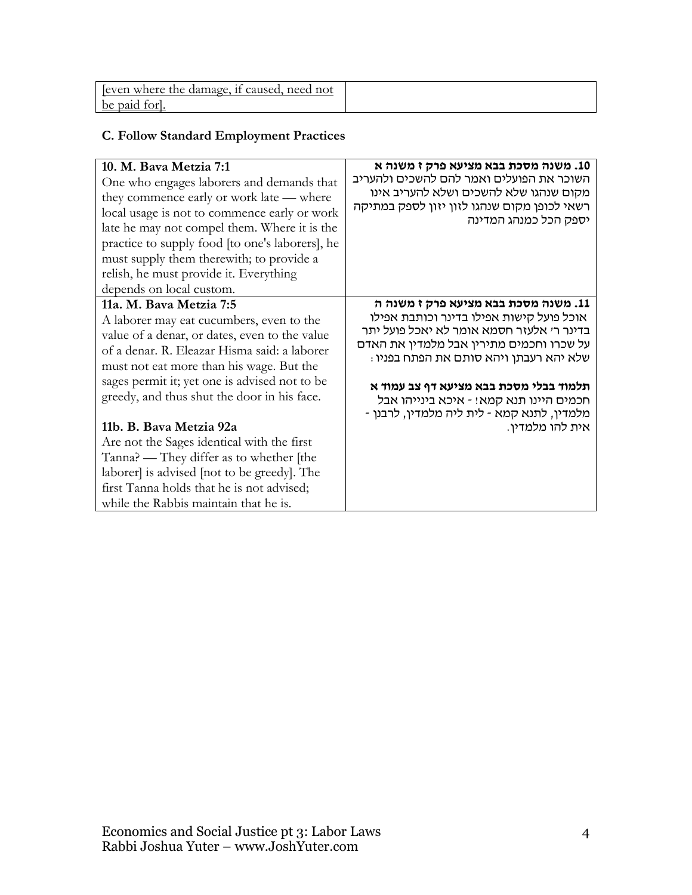| [even where the damage, if caused, need not be paid for]. | |
|---|---|

### C. Follow Standard Employment Practices

| **10. M. Bava Metzia 7:1**<br>One who engages laborers and demands that they commence early or work late — where local usage is not to commence early or work late he may not compel them. Where it is the practice to supply food [to one's laborers], he must supply them therewith; to provide a relish, he must provide it. Everything depends on local custom. | **10. משנה מסכת בבא מציעא פרק ז משנה א**<br>השוכר את הפועלים ואמר להם להשכים ולהעריב מקום שנהגו שלא להשכים ושלא להעריב אינו רשאי לכופן מקום שנהגו לזון יזון לספק במתיקה יספק הכל כמנהג המדינה |
|---|---|
| **11a. M. Bava Metzia 7:5**<br>A laborer may eat cucumbers, even to the value of a denar, or dates, even to the value of a denar. R. Eleazar Hisma said: a laborer must not eat more than his wage. But the sages permit it; yet one is advised not to be greedy, and thus shut the door in his face.<br><br>**11b. B. Bava Metzia 92a**<br>Are not the Sages identical with the first Tanna? — They differ as to whether [the laborer] is advised [not to be greedy]. The first Tanna holds that he is not advised; while the Rabbis maintain that he is. | **11. משנה מסכת בבא מציעא פרק ז משנה ה**<br>אוכל פועל קישות אפילו בדינר וכותבת אפילו בדינר ר' אלעזר חסמא אומר לא יאכל פועל יותר על שכרו וחכמים מתירין אבל מלמדין את האדם שלא יהא רעבתן ויהא סותם את הפתח בפניו:<br><br>**תלמוד בבלי מסכת בבא מציעא דף צב עמוד א**<br>חכמים היינו תנא קמא! - איכא בינייהו אבל מלמדין, לתנא קמא - לית ליה מלמדין, לרבנן - אית להו מלמדין. |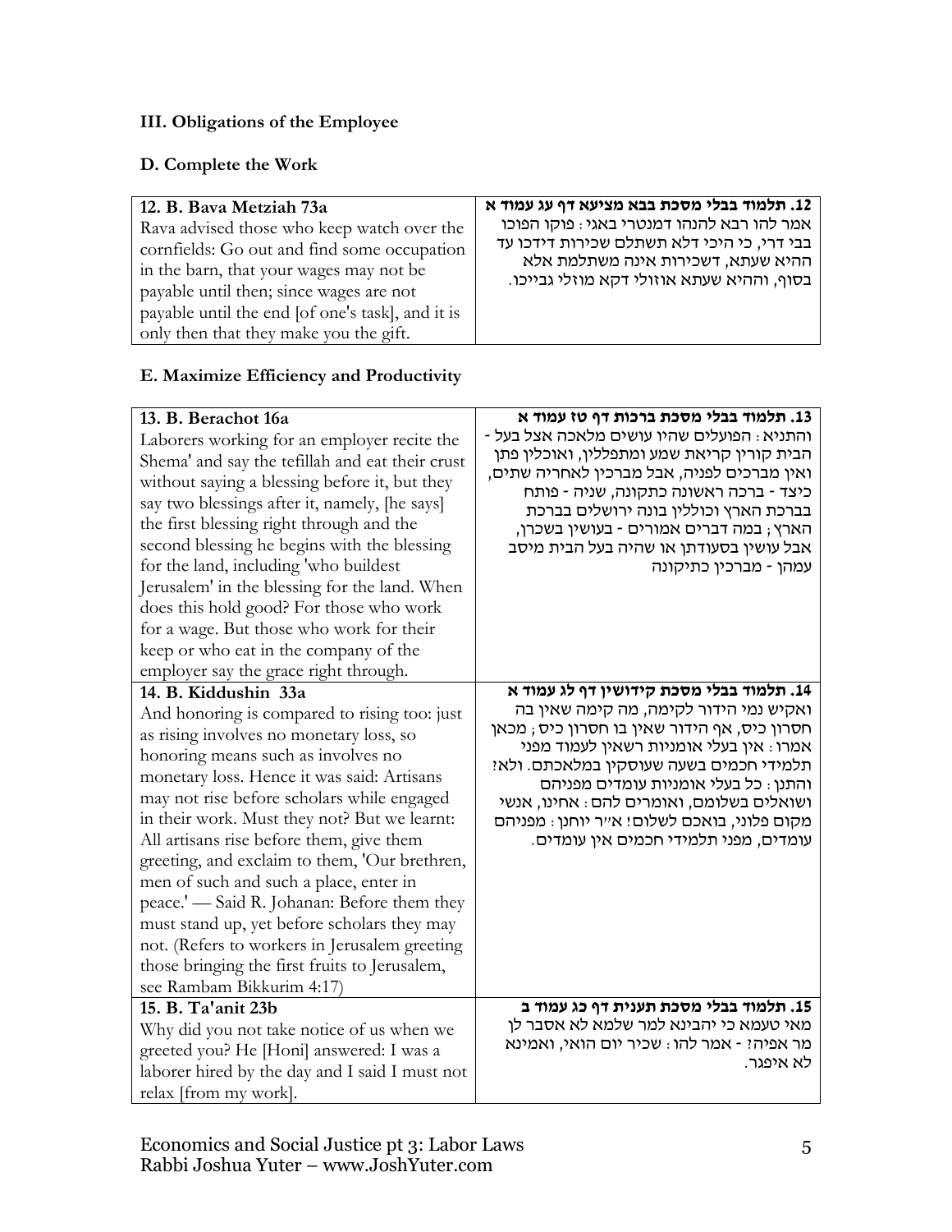### III. Obligations of the Employee

#### D. Complete the Work

| **12. B. Bava Metziah 73a** | **12. תלמוד בבלי מסכת בבא מציעא דף עג עמוד א** |
|---|---|
| Rava advised those who keep watch over the cornfields: Go out and find some occupation in the barn, that your wages may not be payable until then; since wages are not payable until the end [of one's task], and it is only then that they make you the gift. | אמר להו רבא להנהו דמנטרי באגי: פוקו הפוכו בבי דרי, כי היכי דלא תשתלם שכירות דידכו עד ההיא שעתא, דשכירות אינה משתלמת אלא בסוף, וההיא שעתא אוזולי דקא מוזלי גבייכו. |

#### E. Maximize Efficiency and Productivity

| **13. B. Berachot 16a** | **13. תלמוד בבלי מסכת ברכות דף טז עמוד א** |
|---|---|
| Laborers working for an employer recite the Shema' and say the tefillah and eat their crust without saying a blessing before it, but they say two blessings after it, namely, [he says] the first blessing right through and the second blessing he begins with the blessing for the land, including 'who buildest Jerusalem' in the blessing for the land. When does this hold good? For those who work for a wage. But those who work for their keep or who eat in the company of the employer say the grace right through. | והתניא: הפועלים שהיו עושים מלאכה אצל בעל - הבית קורין קריאת שמע ומתפללין, ואוכלין פתן ואין מברכים לפניה, אבל מברכין לאחריה שתים, כיצד - ברכה ראשונה כתקונה, שניה - פותח בברכת הארץ וכוללין בונה ירושלים בברכת הארץ; במה דברים אמורים - בעושין בשכרן, אבל עושין בסעודתן או שהיה בעל הבית מיסב עמהן - מברכין כתיקונה |
| **14. B. Kiddushin 33a** | **14. תלמוד בבלי מסכת קידושין דף לג עמוד א** |
| And honoring is compared to rising too: just as rising involves no monetary loss, so honoring means such as involves no monetary loss. Hence it was said: Artisans may not rise before scholars while engaged in their work. Must they not? But we learnt: All artisans rise before them, give them greeting, and exclaim to them, 'Our brethren, men of such and such a place, enter in peace.' — Said R. Johanan: Before them they must stand up, yet before scholars they may not. (Refers to workers in Jerusalem greeting those bringing the first fruits to Jerusalem, see Rambam Bikkurim 4:17) | ואקיש נמי הידור לקימה, מה קימה שאין בה חסרון כיס, אף הידור שאין בו חסרון כיס; מכאן אמרו: אין בעלי אומניות רשאין לעמוד מפני תלמידי חכמים בשעה שעוסקין במלאכתם. ולא? והתנן: כל בעלי אומניות עומדים מפניהם ושואלים בשלומם, ואומרים להם: אחינו, אנשי מקום פלוני, בואכם לשלום! א"ר יוחנן: מפניהם עומדים, מפני תלמידי חכמים אין עומדים. |
| **15. B. Ta'anit 23b** | **15. תלמוד בבלי מסכת תענית דף כג עמוד ב** |
| Why did you not take notice of us when we greeted you? He [Honi] answered: I was a laborer hired by the day and I said I must not relax [from my work]. | מאי טעמא כי יהבינא למר שלמא לא אסבר לן מר אפיה? - אמר להו: שכיר יום הואי, ואמינא לא איפגר. |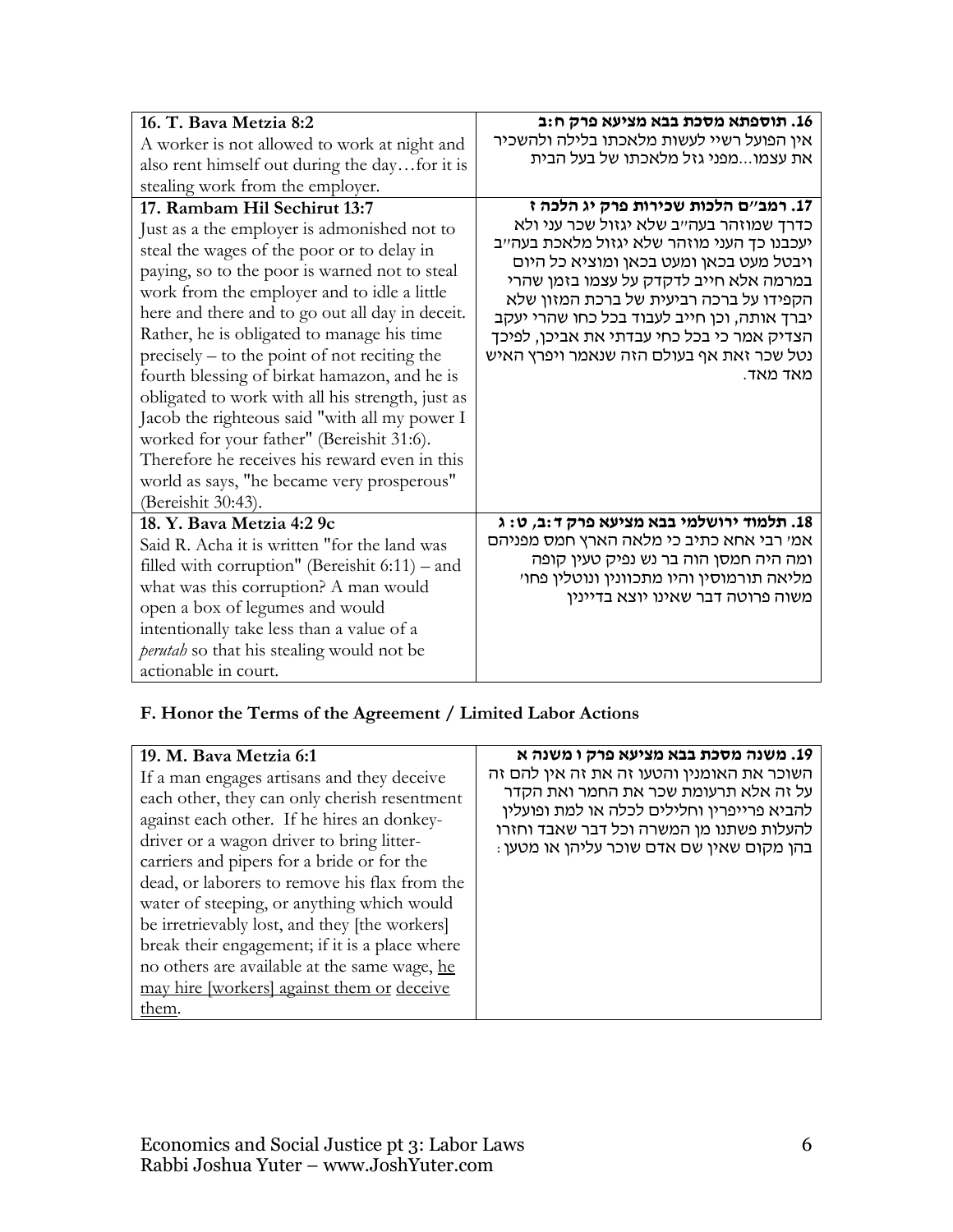| | |
|---|---|
| **16. T. Bava Metzia 8:2**<br>A worker is not allowed to work at night and also rent himself out during the day…for it is stealing work from the employer. | **16. תוספתא מסכת בבא מציעא פרק ח:ב**<br>אין הפועל רשיי לעשות מלאכתו בלילה ולהשכיר את עצמו...מפני גזל מלאכתו של בעל הבית |
| **17. Rambam Hil Sechirut 13:7**<br>Just as a the employer is admonished not to steal the wages of the poor or to delay in paying, so to the poor is warned not to steal work from the employer and to idle a little here and there and to go out all day in deceit. Rather, he is obligated to manage his time precisely – to the point of not reciting the fourth blessing of birkat hamazon, and he is obligated to work with all his strength, just as Jacob the righteous said "with all my power I worked for your father" (Bereishit 31:6). Therefore he receives his reward even in this world as says, "he became very prosperous" (Bereishit 30:43). | **17. רמב"ם הלכות שכירות פרק יג הלכה ז**<br>כדרך שמוזהר בעה"ב שלא יגזול שכר עני ולא יעכבנו כך העני מוזהר שלא יגזול מלאכת בעה"ב ויבטל מעט בכאן ומעט בכאן ומוציא כל היום במרמה אלא חייב לדקדק על עצמו בזמן שהרי הקפידו על ברכה רביעית של ברכת המזון שלא יברך אותה, וכן חייב לעבוד בכל כחו שהרי יעקב הצדיק אמר כי בכל כחי עבדתי את אביכן, לפיכך נטל שכר זאת אף בעולם הזה שנאמר ויפרץ האיש מאד מאד. |
| **18. Y. Bava Metzia 4:2 9c**<br>Said R. Acha it is written "for the land was filled with corruption" (Bereishit 6:11) – and what was this corruption? A man would open a box of legumes and would intentionally take less than a value of a *perutah* so that his stealing would not be actionable in court. | **18. תלמוד ירושלמי בבא מציעא פרק ד:ב, ט: ג**<br>אמ' רבי אחא כתיב כי מלאה הארץ חמס מפניהם ומה היה חמסן הוה בר נש נפיק טעין קופה מליאה תורמוסין והיו מתכוונין ונוטלין פחו' משוה פרוטה דבר שאינו יוצא בדיינין |

### F. Honor the Terms of the Agreement / Limited Labor Actions

| | |
|---|---|
| **19. M. Bava Metzia 6:1**<br>If a man engages artisans and they deceive each other, they can only cherish resentment against each other. If he hires an donkey-driver or a wagon driver to bring litter-carriers and pipers for a bride or for the dead, or laborers to remove his flax from the water of steeping, or anything which would be irretrievably lost, and they [the workers] break their engagement; if it is a place where no others are available at the same wage, <u>he may hire [workers] against them or</u> <u>deceive them</u>. | **19. משנה מסכת בבא מציעא פרק ו משנה א**<br>השוכר את האומנין והטעו זה את זה אין להם זה על זה אלא תרעומת שכר את החמר ואת הקדר להביא פרייפרין וחלילים לכלה או למת ופועלין להעלות פשתנו מן המשרה וכל דבר שאבד וחזרו בהן מקום שאין שם אדם שוכר עליהן או מטען: |